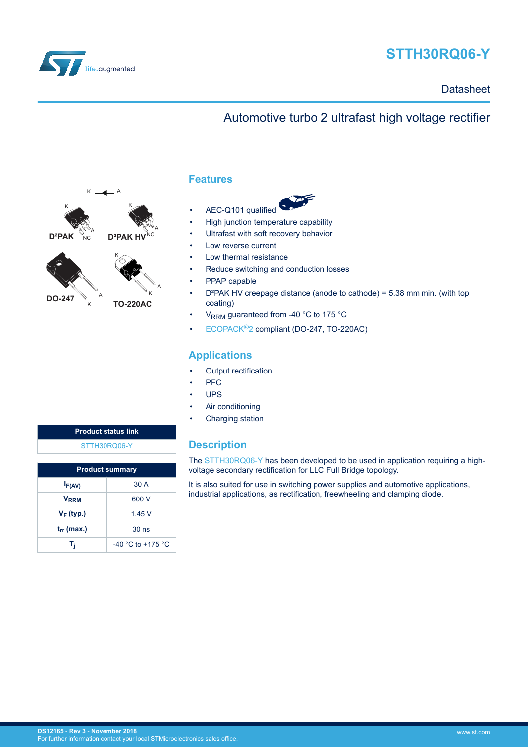# STTH30RQ06-Y

Datasheet

## Automotive turbo 2 ultrafast high voltage rectifier

K A

D²PAK — K, A, NC

D²PAK HV — K, A, NC

DO-247 — A, K

TO-220AC — K, A

| Product status link |
|---|
| STTH30RQ06-Y |

| Product summary | |
|---|---|
| $I_{F(AV)}$ | 30 A |
| $V_{RRM}$ | 600 V |
| $V_F$ (typ.) | 1.45 V |
| $t_{rr}$ (max.) | 30 ns |
| $T_j$ | -40 °C to +175 °C |

## Features

- AEC-Q101 qualified
- High junction temperature capability
- Ultrafast with soft recovery behavior
- Low reverse current
- Low thermal resistance
- Reduce switching and conduction losses
- PPAP capable
- D²PAK HV creepage distance (anode to cathode) = 5.38 mm min. (with top coating)
- $V_{RRM}$ guaranteed from -40 °C to 175 °C
- ECOPACK®2 compliant (DO-247, TO-220AC)

## Applications

- Output rectification
- PFC
- UPS
- Air conditioning
- Charging station

## Description

The STTH30RQ06-Y has been developed to be used in application requiring a high-voltage secondary rectification for LLC Full Bridge topology.

It is also suited for use in switching power supplies and automotive applications, industrial applications, as rectification, freewheeling and clamping diode.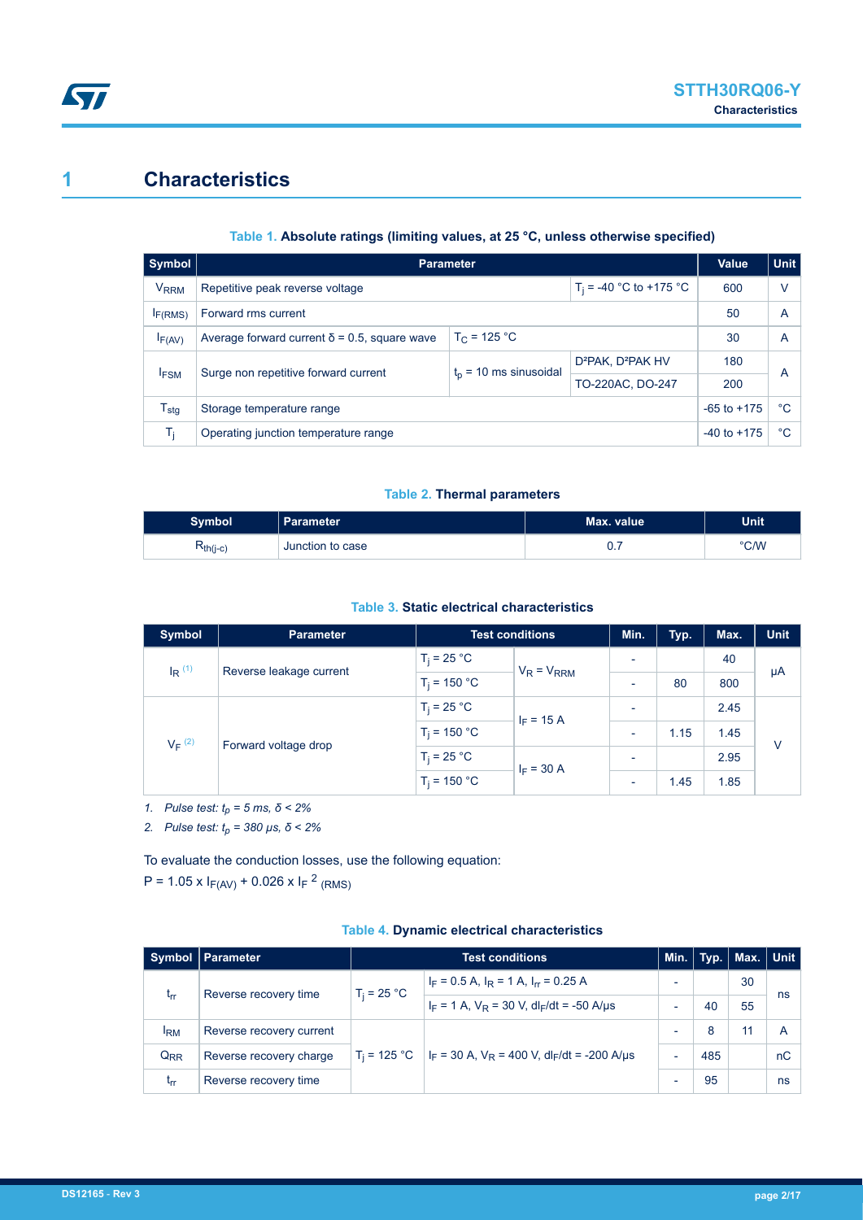# 1 Characteristics

**Table 1. Absolute ratings (limiting values, at 25 °C, unless otherwise specified)**

| Symbol | Parameter | | | Value | Unit |
|---|---|---|---|---|---|
| $V_{RRM}$ | Repetitive peak reverse voltage | | $T_j$ = -40 °C to +175 °C | 600 | V |
| $I_{F(RMS)}$ | Forward rms current | | | 50 | A |
| $I_{F(AV)}$ | Average forward current δ = 0.5, square wave | $T_C$ = 125 °C | | 30 | A |
| $I_{FSM}$ | Surge non repetitive forward current | $t_p$ = 10 ms sinusoidal | D²PAK, D²PAK HV | 180 | A |
| | | | TO-220AC, DO-247 | 200 | |
| $T_{stg}$ | Storage temperature range | | | -65 to +175 | °C |
| $T_j$ | Operating junction temperature range | | | -40 to +175 | °C |

**Table 2. Thermal parameters**

| Symbol | Parameter | Max. value | Unit |
|---|---|---|---|
| $R_{th(j-c)}$ | Junction to case | 0.7 | °C/W |

**Table 3. Static electrical characteristics**

| Symbol | Parameter | Test conditions | | Min. | Typ. | Max. | Unit |
|---|---|---|---|---|---|---|---|
| $I_R$ (1) | Reverse leakage current | $T_j$ = 25 °C | $V_R = V_{RRM}$ | - | | 40 | µA |
| | | $T_j$ = 150 °C | | - | 80 | 800 | |
| $V_F$ (2) | Forward voltage drop | $T_j$ = 25 °C | $I_F$ = 15 A | - | | 2.45 | V |
| | | $T_j$ = 150 °C | | - | 1.15 | 1.45 | |
| | | $T_j$ = 25 °C | $I_F$ = 30 A | - | | 2.95 | |
| | | $T_j$ = 150 °C | | - | 1.45 | 1.85 | |

1. *Pulse test: $t_p$ = 5 ms, δ < 2%*
2. *Pulse test: $t_p$ = 380 µs, δ < 2%*

To evaluate the conduction losses, use the following equation:

$P = 1.05 \times I_{F(AV)} + 0.026 \times I_{F}{}^{2}{}_{(RMS)}$

**Table 4. Dynamic electrical characteristics**

| Symbol | Parameter | Test conditions | | Min. | Typ. | Max. | Unit |
|---|---|---|---|---|---|---|---|
| $t_{rr}$ | Reverse recovery time | $T_j$ = 25 °C | $I_F$ = 0.5 A, $I_R$ = 1 A, $I_{rr}$ = 0.25 A | - | | 30 | ns |
| | | | $I_F$ = 1 A, $V_R$ = 30 V, $dI_F/dt$ = -50 A/µs | - | 40 | 55 | |
| $I_{RM}$ | Reverse recovery current | $T_j$ = 125 °C | $I_F$ = 30 A, $V_R$ = 400 V, $dI_F/dt$ = -200 A/µs | - | 8 | 11 | A |
| $Q_{RR}$ | Reverse recovery charge | | | - | 485 | | nC |
| $t_{rr}$ | Reverse recovery time | | | - | 95 | | ns |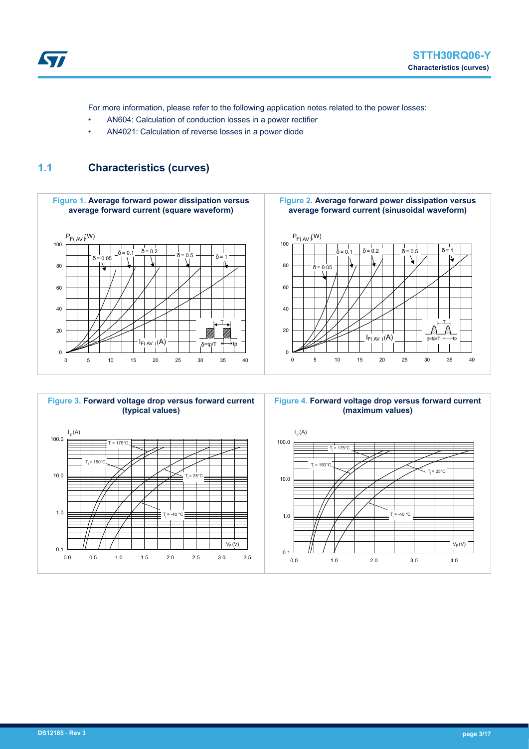For more information, please refer to the following application notes related to the power losses:

- AN604: Calculation of conduction losses in a power rectifier
- AN4021: Calculation of reverse losses in a power diode

## 1.1 Characteristics (curves)

**Figure 1. Average forward power dissipation versus average forward current (square waveform)**

$P_{F(AV)}$(W)

100
80
60
40
20
0

δ = 0.05
δ = 0.1
δ = 0.2
δ = 0.5
δ = 1

$I_{F(AV)}$(A)

T
δ=tp/T
tp

0 5 10 15 20 25 30 35 40

**Figure 2. Average forward power dissipation versus average forward current (sinusoidal waveform)**

$P_{F(AV)}$(W)

100
80
60
40
20
0

δ = 0.05
δ = 0.1
δ = 0.2
δ = 0.5
δ = 1

$I_{F(AV)}$(A)

T
δ=tp/T
tp

0 5 10 15 20 25 30 35 40

**Figure 3. Forward voltage drop versus forward current (typical values)**

$I_F$(A)

100.0
10.0
1.0
0.1

$T_j$ = 175°C
$T_j$ = 150°C
$T_j$ = 25°C
$T_j$ = -40 °C

$V_F$(V)

0.0 0.5 1.0 1.5 2.0 2.5 3.0 3.5

**Figure 4. Forward voltage drop versus forward current (maximum values)**

$I_F$(A)

100.0
10.0
1.0
0.1

$T_j$ = 175°C
$T_j$ = 150°C
$T_j$ = 25°C
$T_j$ = -40 °C

$V_F$(V)

0.0 1.0 2.0 3.0 4.0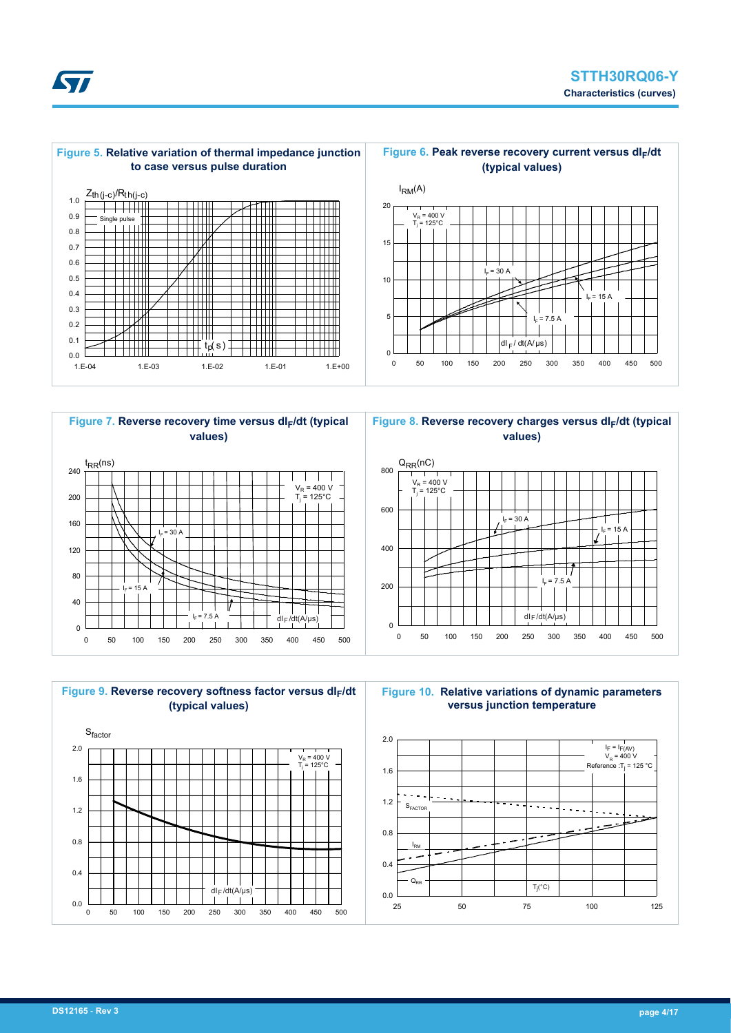**Figure 5.** **Relative variation of thermal impedance junction to case versus pulse duration**

$Z_{th(j-c)}/R_{th(j-c)}$

1.0
0.9
0.8
0.7
0.6
0.5
0.4
0.3
0.2
0.1
0.0

Single pulse

$t_p(s)$

1.E-04
1.E-03
1.E-02
1.E-01
1.E+00

**Figure 6.** **Peak reverse recovery current versus $dI_F/dt$ (typical values)**

$I_{RM}(A)$

20
15
10
5
0

$V_R$ = 400 V
$T_j$ = 125°C

$I_F$ = 30 A
$I_F$ = 15 A
$I_F$ = 7.5 A

$dI_F/dt(A/\mu s)$

0 50 100 150 200 250 300 350 400 450 500

**Figure 7.** **Reverse recovery time versus $dI_F/dt$ (typical values)**

$t_{RR}(ns)$

240
200
160
120
80
40
0

$V_R$ = 400 V
$T_j$ = 125°C

$I_F$ = 30 A
$I_F$ = 15 A
$I_F$ = 7.5 A

$dI_F/dt(A/\mu s)$

0 50 100 150 200 250 300 350 400 450 500

**Figure 8.** **Reverse recovery charges versus $dI_F/dt$ (typical values)**

$Q_{RR}(nC)$

800
600
400
200
0

$V_R$ = 400 V
$T_j$ = 125°C

$I_F$ = 30 A
$I_F$ = 15 A
$I_F$ = 7.5 A

$dI_F/dt(A/\mu s)$

0 50 100 150 200 250 300 350 400 450 500

**Figure 9.** **Reverse recovery softness factor versus $dI_F/dt$ (typical values)**

$S_{factor}$

2.0
1.6
1.2
0.8
0.4
0.0

$V_R$ = 400 V
$T_j$ = 125°C

$dI_F/dt(A/\mu s)$

0 50 100 150 200 250 300 350 400 450 500

**Figure 10.** **Relative variations of dynamic parameters versus junction temperature**

2.0
1.6
1.2
0.8
0.4
0.0

$I_F = I_{F(AV)}$
$V_R$ = 400 V
Reference : $T_j$ = 125 °C

$S_{FACTOR}$
$I_{RM}$
$Q_{RR}$

$T_j$(°C)

25 50 75 100 125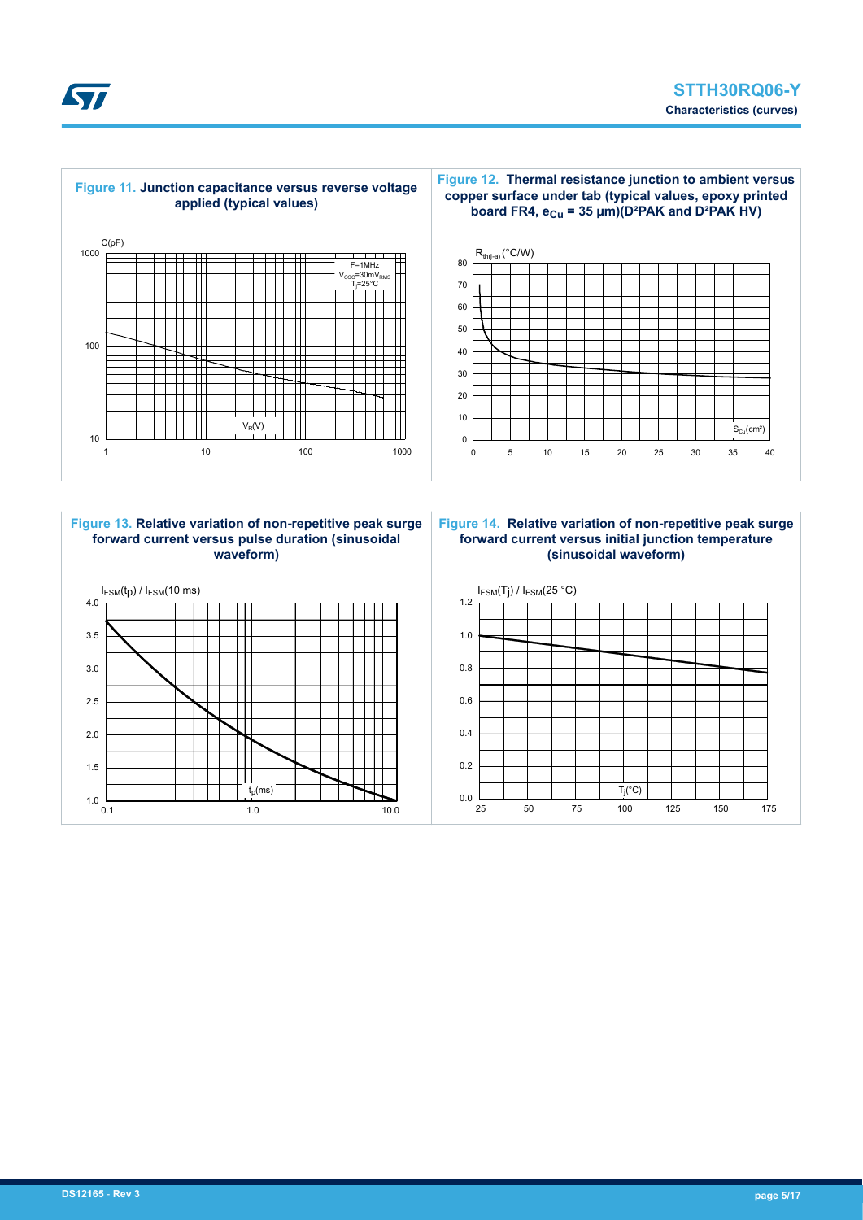**Figure 11.** Junction capacitance versus reverse voltage applied (typical values)

C(pF)

1000

100

10

1

10

100

1000

F=1MHz

$V_{OSC}$=30m$V_{RMS}$

$T_j$=25°C

$V_R$(V)

**Figure 12.** Thermal resistance junction to ambient versus copper surface under tab (typical values, epoxy printed board FR4, $e_{Cu}$ = 35 µm)(D²PAK and D²PAK HV)

$R_{th(j-a)}$ (°C/W)

80

70

60

50

40

30

20

10

0

0

5

10

15

20

25

30

35

40

$S_{Cu}$(cm²)

**Figure 13.** Relative variation of non-repetitive peak surge forward current versus pulse duration (sinusoidal waveform)

$I_{FSM}(t_p)$ / $I_{FSM}$(10 ms)

4.0

3.5

3.0

2.5

2.0

1.5

1.0

0.1

1.0

10.0

$t_p$(ms)

**Figure 14.** Relative variation of non-repetitive peak surge forward current versus initial junction temperature (sinusoidal waveform)

$I_{FSM}(T_j)$ / $I_{FSM}$(25 °C)

1.2

1.0

0.8

0.6

0.4

0.2

0.0

25

50

75

100

125

150

175

$T_j$(°C)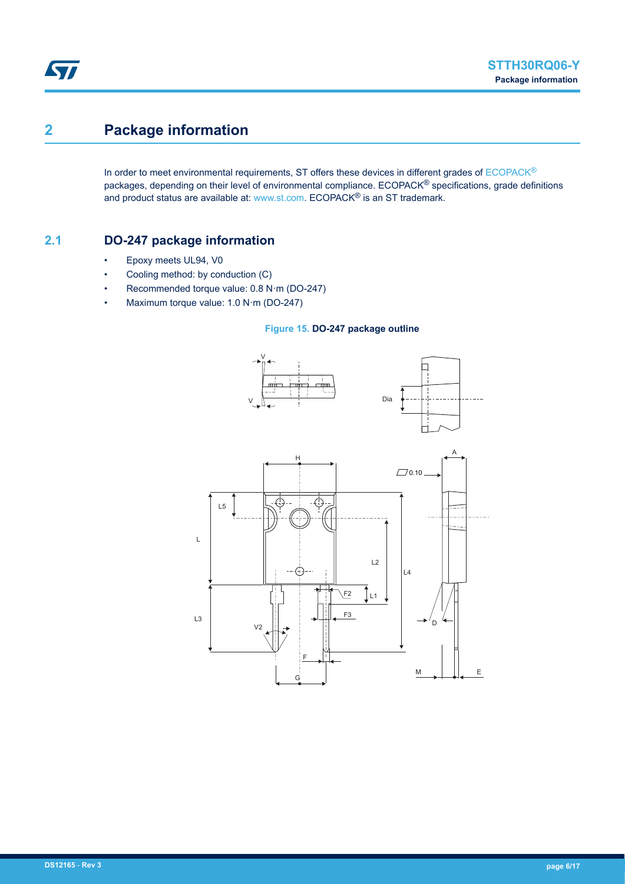# 2 Package information

In order to meet environmental requirements, ST offers these devices in different grades of ECOPACK® packages, depending on their level of environmental compliance. ECOPACK® specifications, grade definitions and product status are available at: www.st.com. ECOPACK® is an ST trademark.

## 2.1 DO-247 package information

- Epoxy meets UL94, V0
- Cooling method: by conduction (C)
- Recommended torque value: 0.8 N·m (DO-247)
- Maximum torque value: 1.0 N·m (DO-247)

**Figure 15. DO-247 package outline**

V
V
Dia
H
A
0.10
L5
L
L2
L4
F2
L1
L3
F3
V2
D
F
M
E
G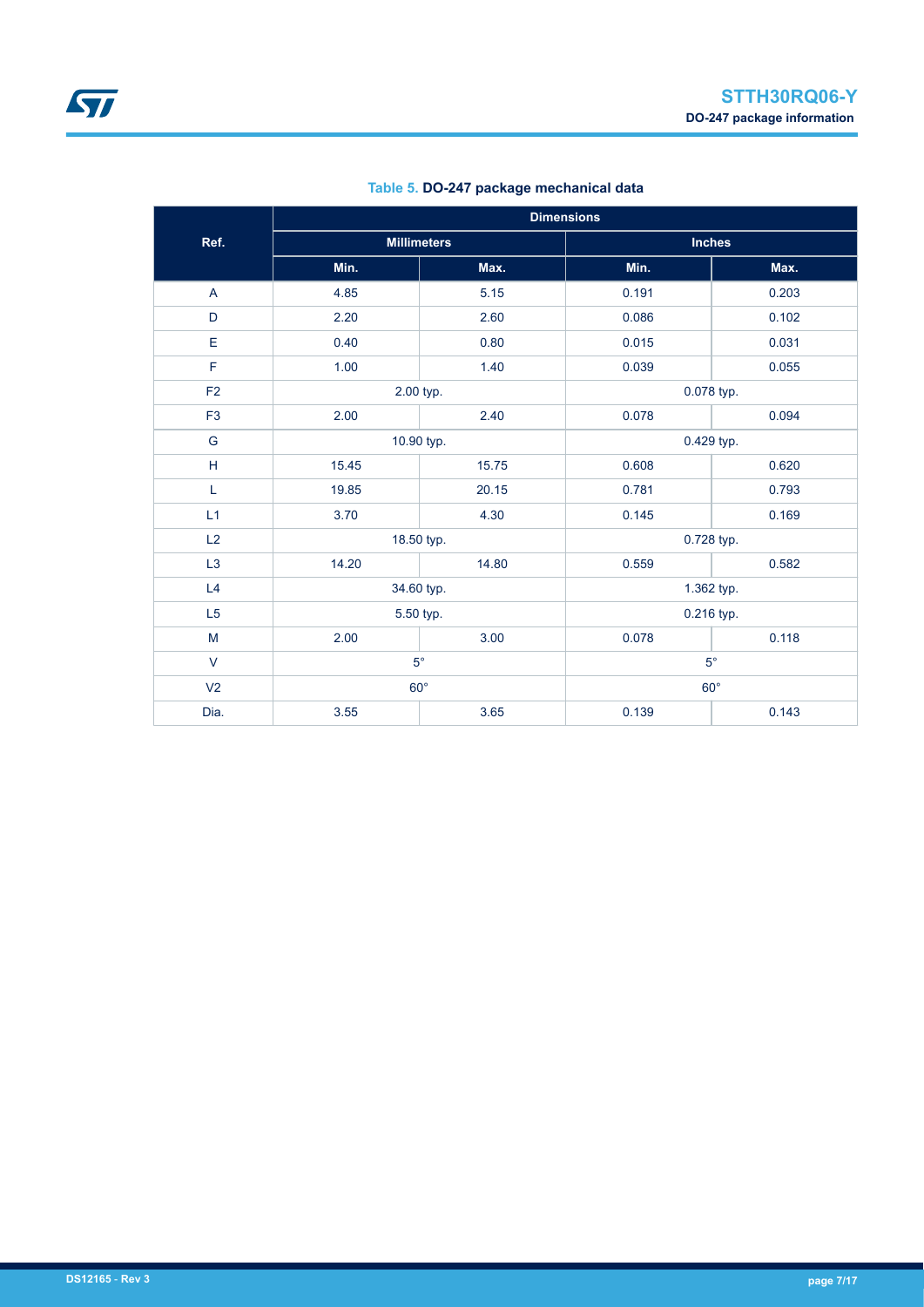**Table 5. DO-247 package mechanical data**

| Ref. | Dimensions | | | |
|---|---|---|---|---|
| | Millimeters | | Inches | |
| | Min. | Max. | Min. | Max. |
| A | 4.85 | 5.15 | 0.191 | 0.203 |
| D | 2.20 | 2.60 | 0.086 | 0.102 |
| E | 0.40 | 0.80 | 0.015 | 0.031 |
| F | 1.00 | 1.40 | 0.039 | 0.055 |
| F2 | 2.00 typ. | | 0.078 typ. | |
| F3 | 2.00 | 2.40 | 0.078 | 0.094 |
| G | 10.90 typ. | | 0.429 typ. | |
| H | 15.45 | 15.75 | 0.608 | 0.620 |
| L | 19.85 | 20.15 | 0.781 | 0.793 |
| L1 | 3.70 | 4.30 | 0.145 | 0.169 |
| L2 | 18.50 typ. | | 0.728 typ. | |
| L3 | 14.20 | 14.80 | 0.559 | 0.582 |
| L4 | 34.60 typ. | | 1.362 typ. | |
| L5 | 5.50 typ. | | 0.216 typ. | |
| M | 2.00 | 3.00 | 0.078 | 0.118 |
| V | 5° | | 5° | |
| V2 | 60° | | 60° | |
| Dia. | 3.55 | 3.65 | 0.139 | 0.143 |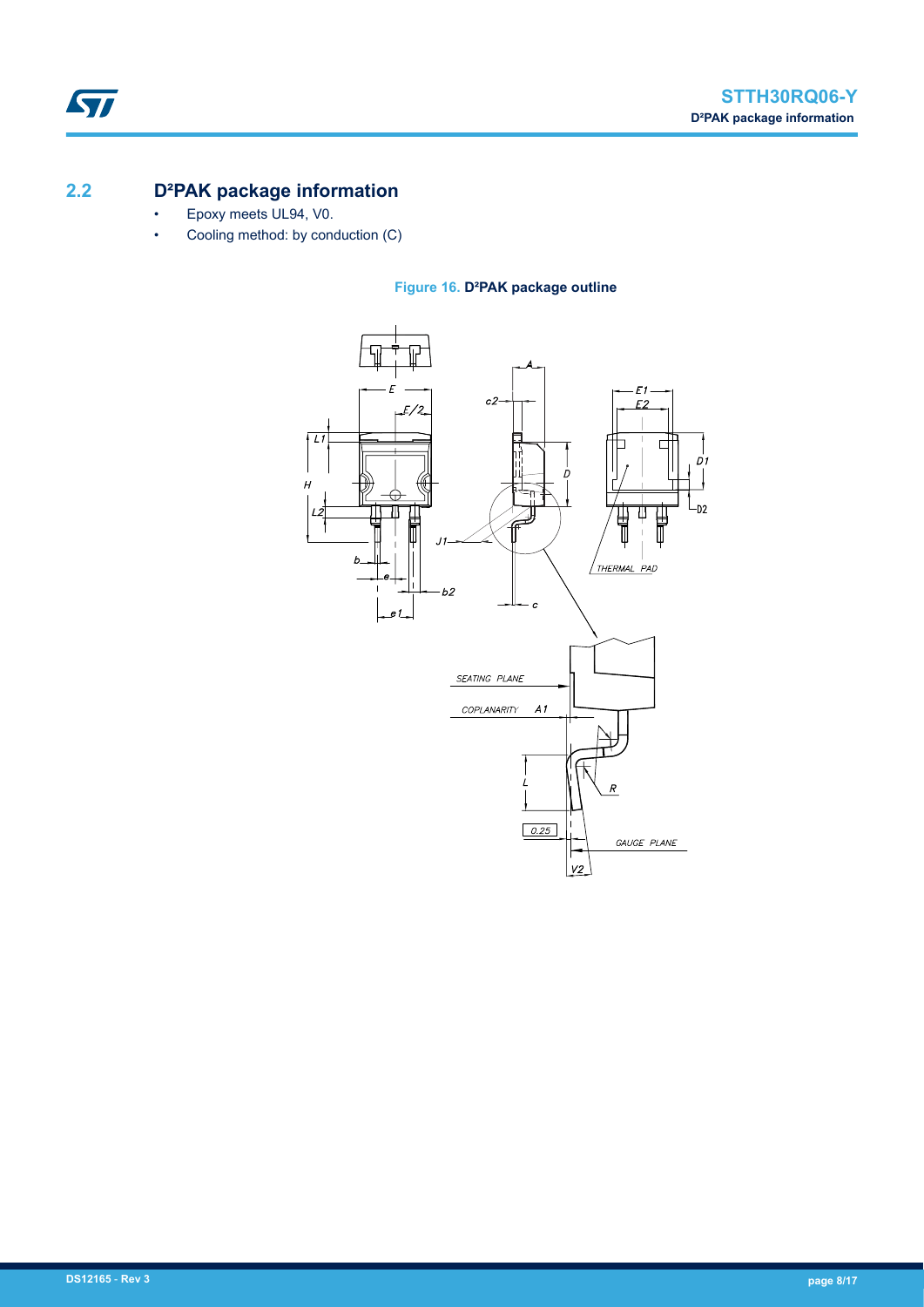## 2.2 D²PAK package information

- Epoxy meets UL94, V0.
- Cooling method: by conduction (C)

**Figure 16.** D²PAK package outline

E
E/2
L1
H
L2
b
e
e1
b2
A
c2
D
J1
c
E1
E2
D1
D2
THERMAL PAD
SEATING PLANE
COPLANARITY A1
L
R
0.25
GAUGE PLANE
V2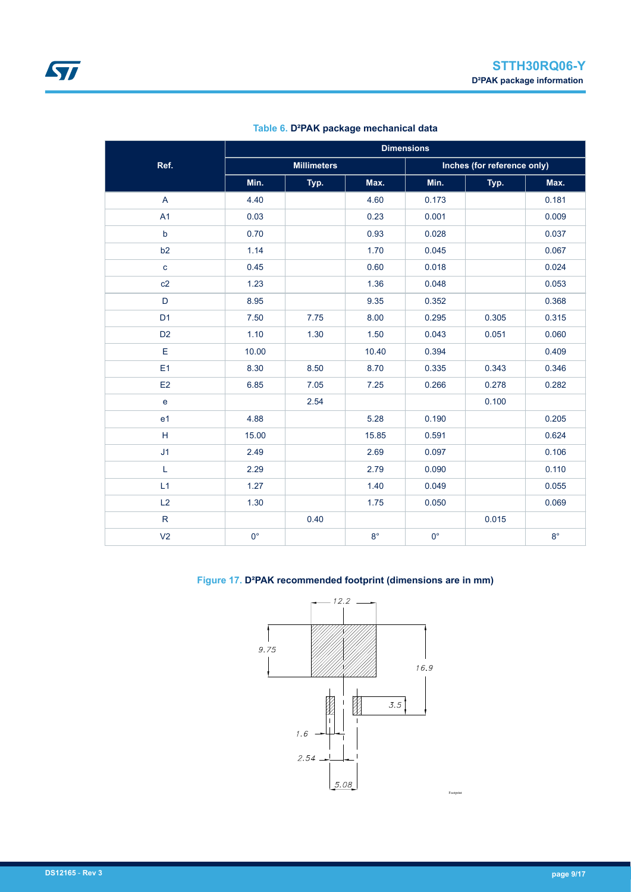Table 6. D²PAK package mechanical data

| Ref. | Dimensions | | | | | |
|---|---|---|---|---|---|---|
| | Millimeters | | | Inches (for reference only) | | |
| | Min. | Typ. | Max. | Min. | Typ. | Max. |
| A | 4.40 | | 4.60 | 0.173 | | 0.181 |
| A1 | 0.03 | | 0.23 | 0.001 | | 0.009 |
| b | 0.70 | | 0.93 | 0.028 | | 0.037 |
| b2 | 1.14 | | 1.70 | 0.045 | | 0.067 |
| c | 0.45 | | 0.60 | 0.018 | | 0.024 |
| c2 | 1.23 | | 1.36 | 0.048 | | 0.053 |
| D | 8.95 | | 9.35 | 0.352 | | 0.368 |
| D1 | 7.50 | 7.75 | 8.00 | 0.295 | 0.305 | 0.315 |
| D2 | 1.10 | 1.30 | 1.50 | 0.043 | 0.051 | 0.060 |
| E | 10.00 | | 10.40 | 0.394 | | 0.409 |
| E1 | 8.30 | 8.50 | 8.70 | 0.335 | 0.343 | 0.346 |
| E2 | 6.85 | 7.05 | 7.25 | 0.266 | 0.278 | 0.282 |
| e | | 2.54 | | | 0.100 | |
| e1 | 4.88 | | 5.28 | 0.190 | | 0.205 |
| H | 15.00 | | 15.85 | 0.591 | | 0.624 |
| J1 | 2.49 | | 2.69 | 0.097 | | 0.106 |
| L | 2.29 | | 2.79 | 0.090 | | 0.110 |
| L1 | 1.27 | | 1.40 | 0.049 | | 0.055 |
| L2 | 1.30 | | 1.75 | 0.050 | | 0.069 |
| R | | 0.40 | | | 0.015 | |
| V2 | 0° | | 8° | 0° | | 8° |

Figure 17. D²PAK recommended footprint (dimensions are in mm)

12.2
9.75
16.9
3.5
1.6
2.54
5.08
Footprint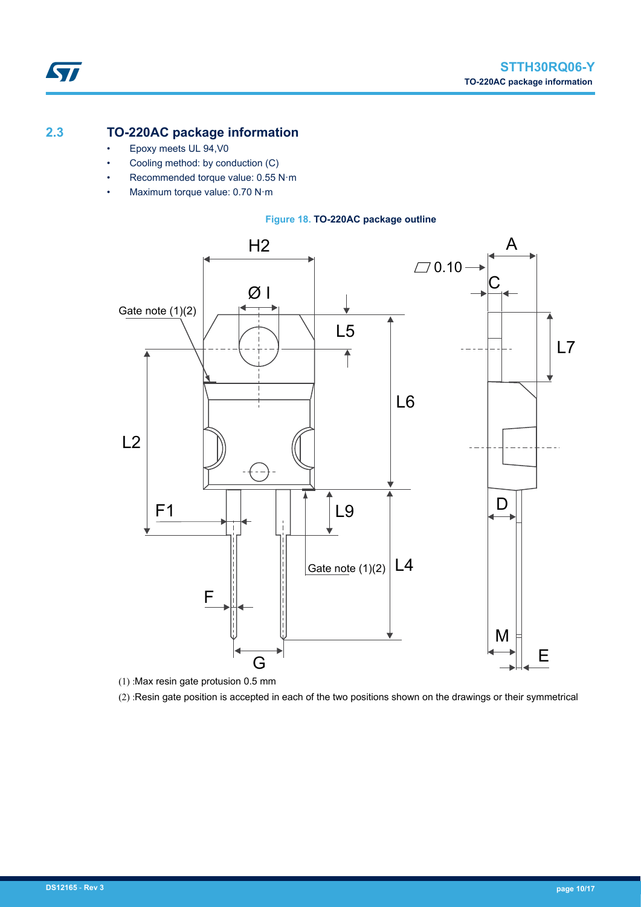## 2.3 TO-220AC package information

- Epoxy meets UL 94,V0
- Cooling method: by conduction (C)
- Recommended torque value: 0.55 N·m
- Maximum torque value: 0.70 N·m

**Figure 18. TO-220AC package outline**

H2
Ø I
Gate note (1)(2)
L5
L6
L2
F1
L9
Gate note (1)(2)
L4
F
G
A
0.10
C
L7
D
M
E

(1) :Max resin gate protusion 0.5 mm

(2) :Resin gate position is accepted in each of the two positions shown on the drawings or their symmetrical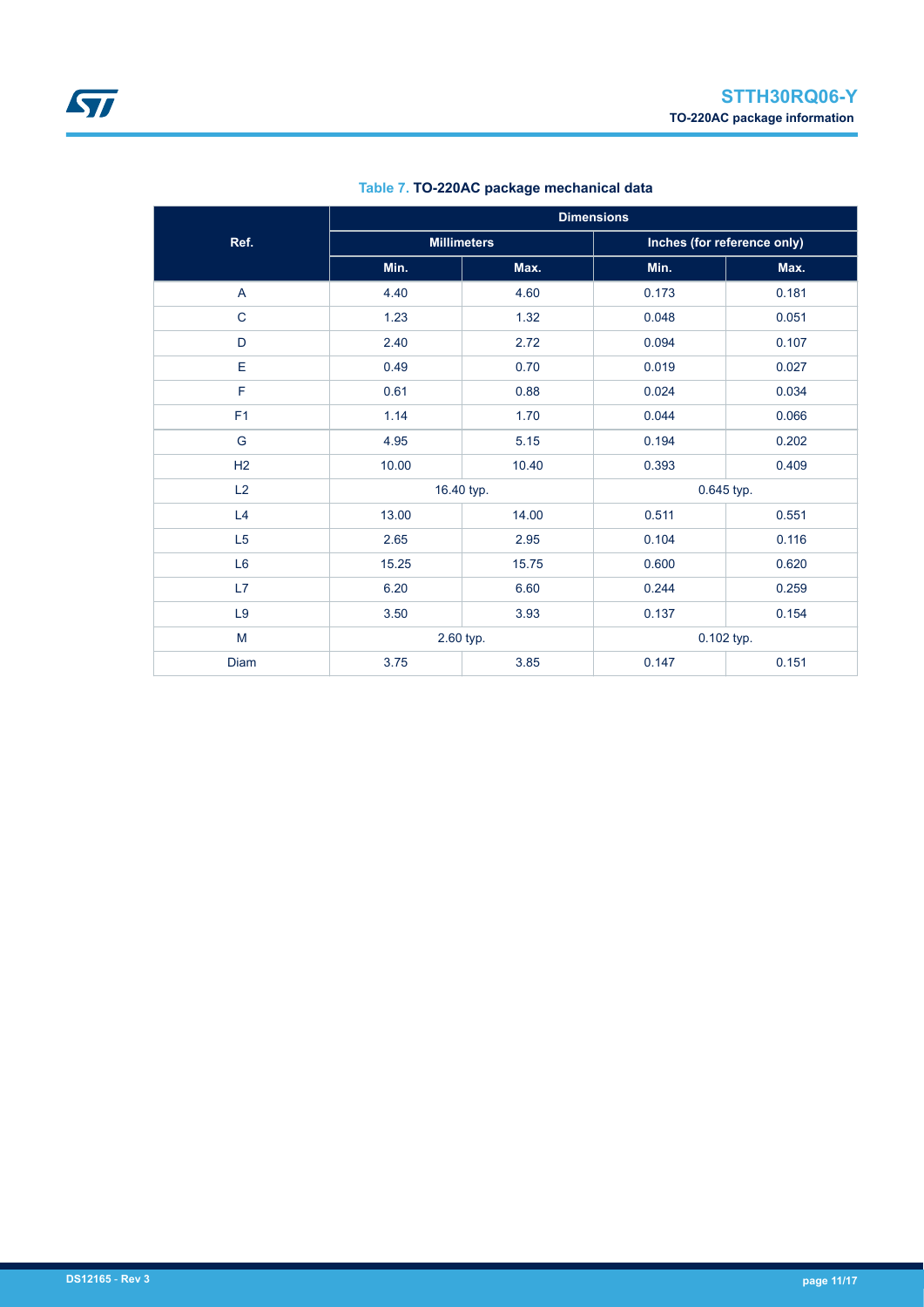**Table 7. TO-220AC package mechanical data**

| Ref. | Dimensions | | | |
|---|---|---|---|---|
| | Millimeters | | Inches (for reference only) | |
| | Min. | Max. | Min. | Max. |
| A | 4.40 | 4.60 | 0.173 | 0.181 |
| C | 1.23 | 1.32 | 0.048 | 0.051 |
| D | 2.40 | 2.72 | 0.094 | 0.107 |
| E | 0.49 | 0.70 | 0.019 | 0.027 |
| F | 0.61 | 0.88 | 0.024 | 0.034 |
| F1 | 1.14 | 1.70 | 0.044 | 0.066 |
| G | 4.95 | 5.15 | 0.194 | 0.202 |
| H2 | 10.00 | 10.40 | 0.393 | 0.409 |
| L2 | 16.40 typ. | | 0.645 typ. | |
| L4 | 13.00 | 14.00 | 0.511 | 0.551 |
| L5 | 2.65 | 2.95 | 0.104 | 0.116 |
| L6 | 15.25 | 15.75 | 0.600 | 0.620 |
| L7 | 6.20 | 6.60 | 0.244 | 0.259 |
| L9 | 3.50 | 3.93 | 0.137 | 0.154 |
| M | 2.60 typ. | | 0.102 typ. | |
| Diam | 3.75 | 3.85 | 0.147 | 0.151 |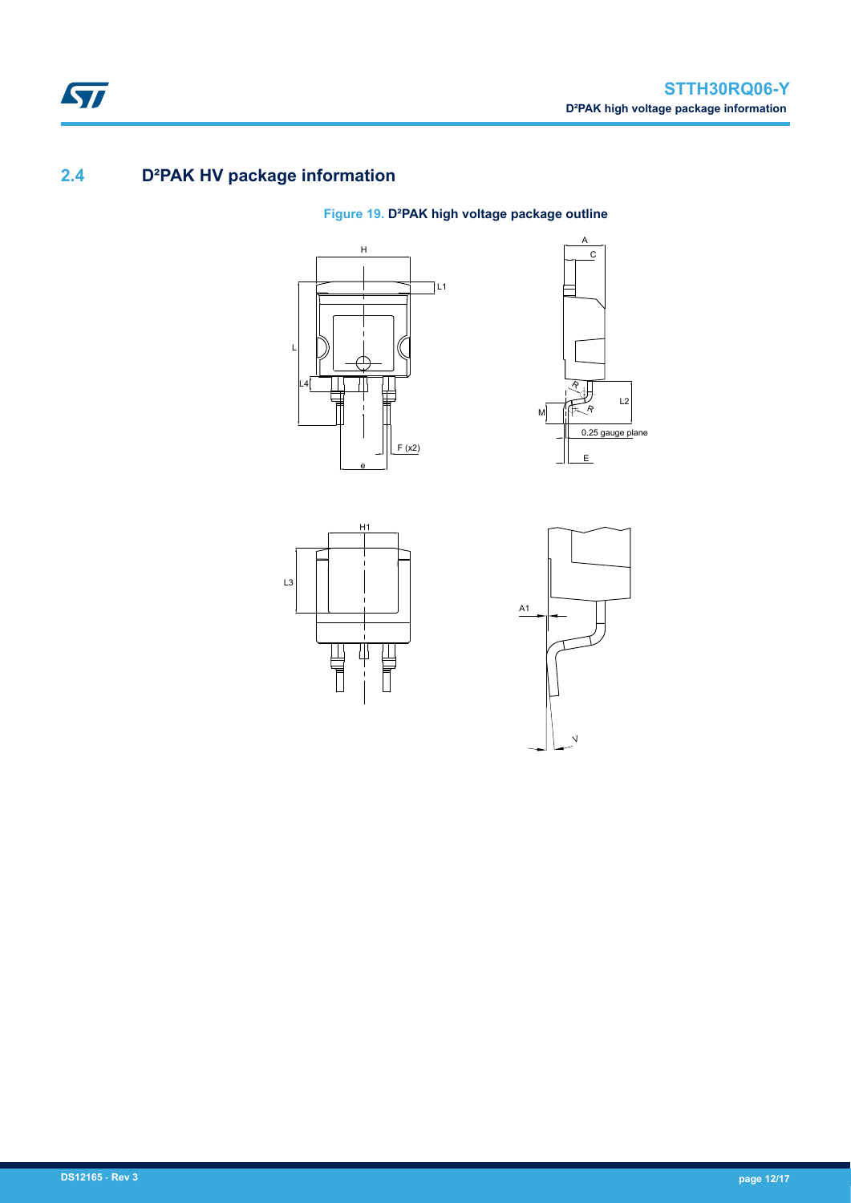## 2.4 D²PAK HV package information

**Figure 19. D²PAK high voltage package outline**

H

L1

L

L4

F (x2)

e

A

C

R

R

L2

M

0.25 gauge plane

E

H1

L3

A1

V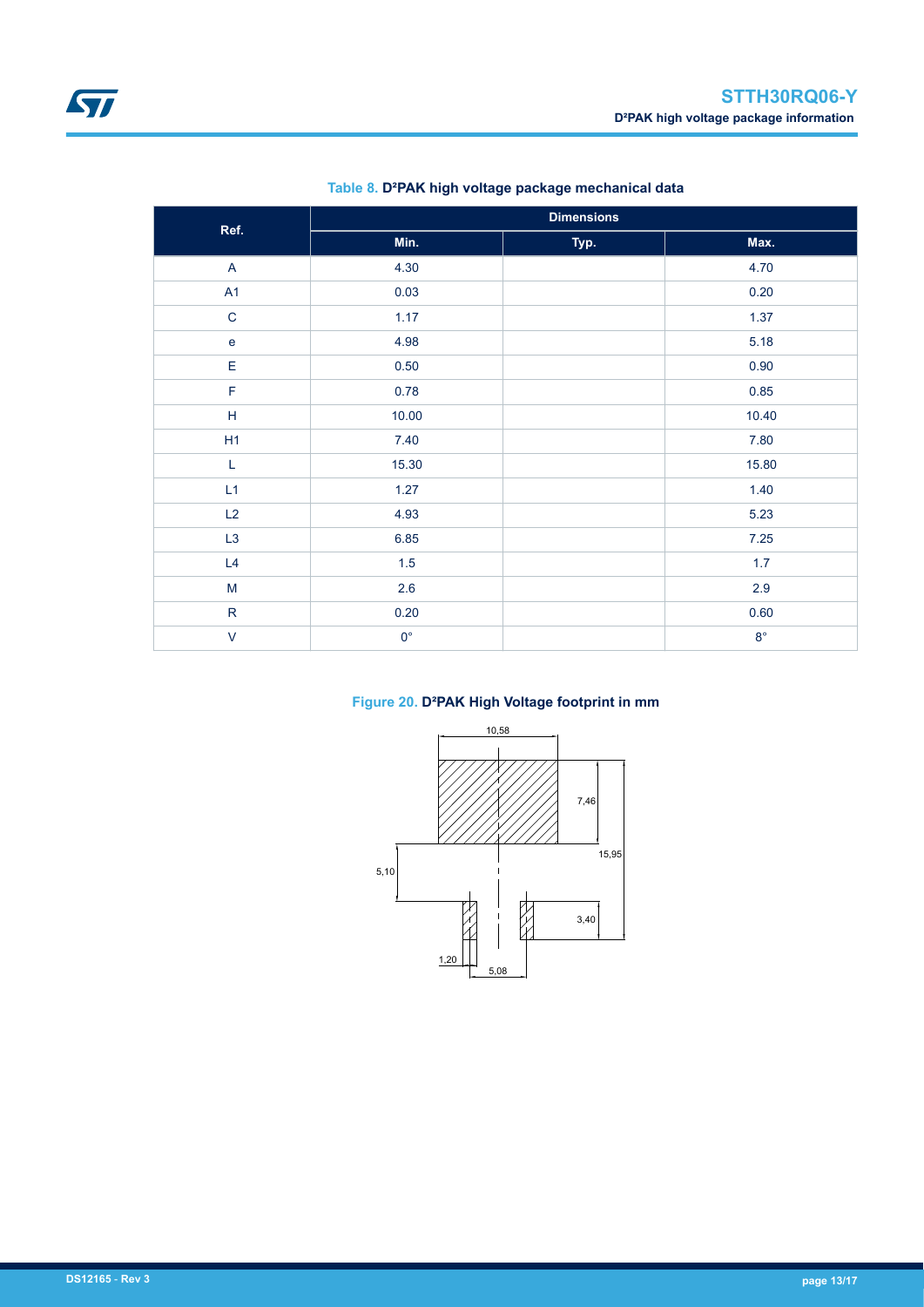Table 8. D²PAK high voltage package mechanical data

| Ref. | Dimensions | | |
|---|---|---|---|
| | Min. | Typ. | Max. |
| A | 4.30 | | 4.70 |
| A1 | 0.03 | | 0.20 |
| C | 1.17 | | 1.37 |
| e | 4.98 | | 5.18 |
| E | 0.50 | | 0.90 |
| F | 0.78 | | 0.85 |
| H | 10.00 | | 10.40 |
| H1 | 7.40 | | 7.80 |
| L | 15.30 | | 15.80 |
| L1 | 1.27 | | 1.40 |
| L2 | 4.93 | | 5.23 |
| L3 | 6.85 | | 7.25 |
| L4 | 1.5 | | 1.7 |
| M | 2.6 | | 2.9 |
| R | 0.20 | | 0.60 |
| V | 0° | | 8° |

Figure 20. D²PAK High Voltage footprint in mm

10,58
7,46
15,95
5,10
3,40
1,20
5,08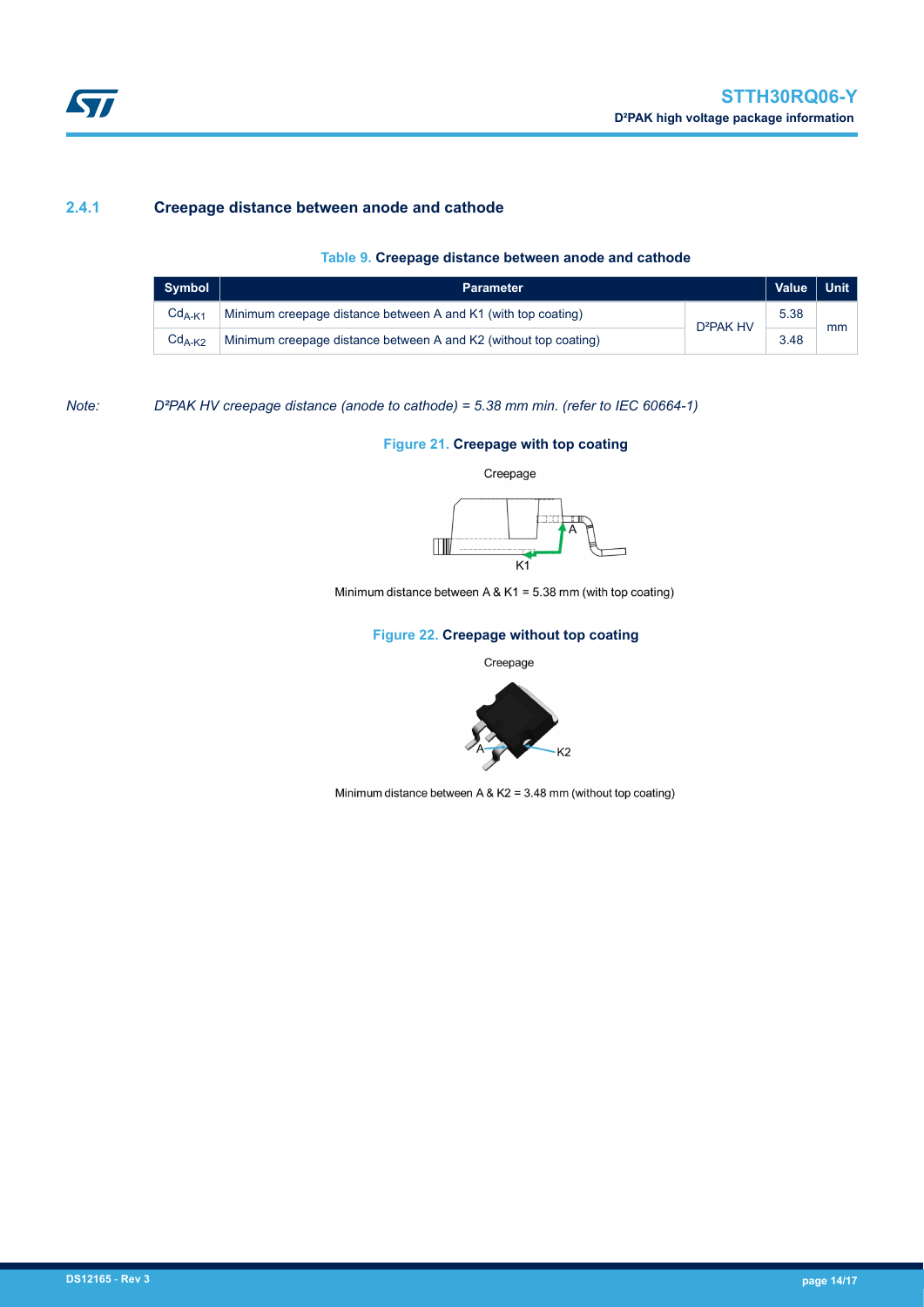### 2.4.1 Creepage distance between anode and cathode

**Table 9. Creepage distance between anode and cathode**

| Symbol | Parameter | | Value | Unit |
|---|---|---|---|---|
| $Cd_{A\text{-}K1}$ | Minimum creepage distance between A and K1 (with top coating) | D²PAK HV | 5.38 | mm |
| $Cd_{A\text{-}K2}$ | Minimum creepage distance between A and K2 (without top coating) | | 3.48 | |

*Note: D²PAK HV creepage distance (anode to cathode) = 5.38 mm min. (refer to IEC 60664-1)*

**Figure 21. Creepage with top coating**

Creepage

A

K1

Minimum distance between A & K1 = 5.38 mm (with top coating)

**Figure 22. Creepage without top coating**

Creepage

A

K2

Minimum distance between A & K2 = 3.48 mm (without top coating)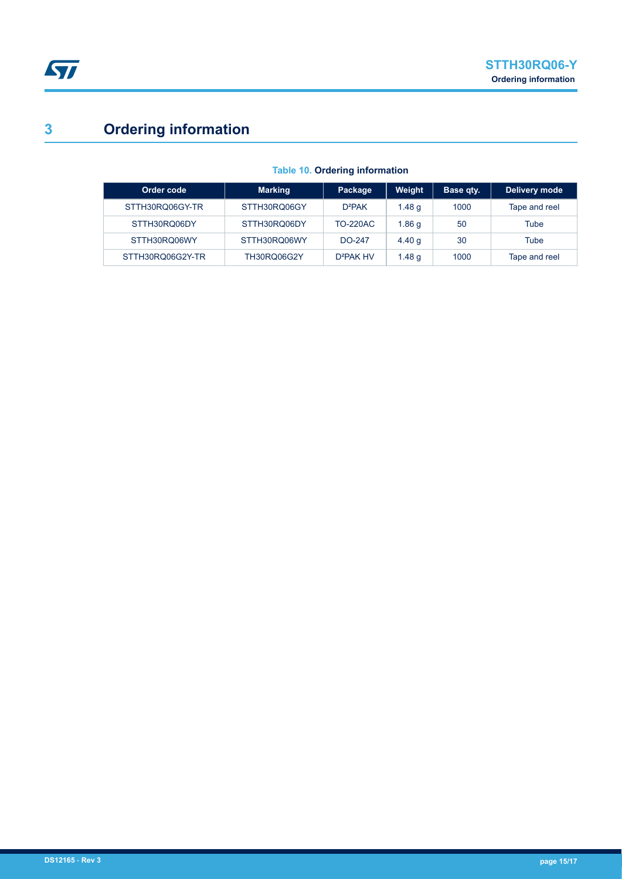# 3 Ordering information

**Table 10. Ordering information**

| Order code | Marking | Package | Weight | Base qty. | Delivery mode |
|---|---|---|---|---|---|
| STTH30RQ06GY-TR | STTH30RQ06GY | D²PAK | 1.48 g | 1000 | Tape and reel |
| STTH30RQ06DY | STTH30RQ06DY | TO-220AC | 1.86 g | 50 | Tube |
| STTH30RQ06WY | STTH30RQ06WY | DO-247 | 4.40 g | 30 | Tube |
| STTH30RQ06G2Y-TR | TH30RQ06G2Y | D²PAK HV | 1.48 g | 1000 | Tape and reel |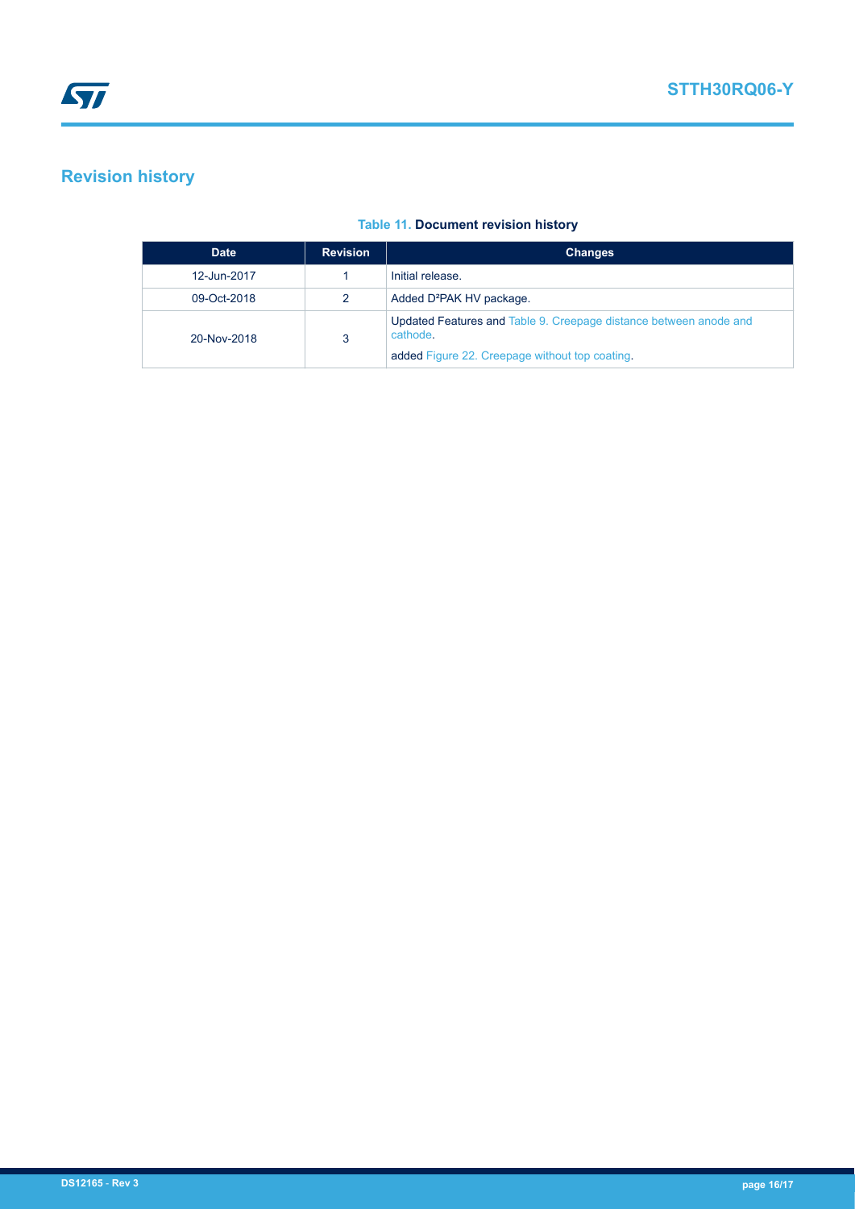# Revision history

**Table 11. Document revision history**

| Date | Revision | Changes |
|---|---|---|
| 12-Jun-2017 | 1 | Initial release. |
| 09-Oct-2018 | 2 | Added D²PAK HV package. |
| 20-Nov-2018 | 3 | Updated Features and Table 9. Creepage distance between anode and cathode.<br>added Figure 22. Creepage without top coating. |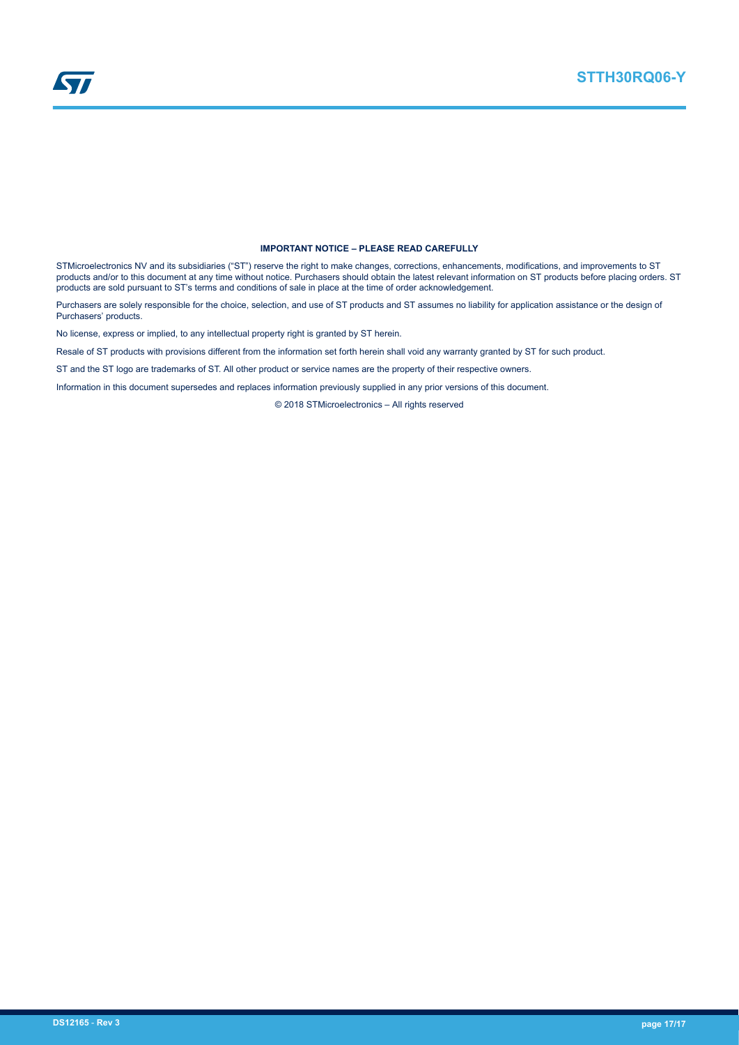**IMPORTANT NOTICE – PLEASE READ CAREFULLY**

STMicroelectronics NV and its subsidiaries ("ST") reserve the right to make changes, corrections, enhancements, modifications, and improvements to ST products and/or to this document at any time without notice. Purchasers should obtain the latest relevant information on ST products before placing orders. ST products are sold pursuant to ST's terms and conditions of sale in place at the time of order acknowledgement.

Purchasers are solely responsible for the choice, selection, and use of ST products and ST assumes no liability for application assistance or the design of Purchasers' products.

No license, express or implied, to any intellectual property right is granted by ST herein.

Resale of ST products with provisions different from the information set forth herein shall void any warranty granted by ST for such product.

ST and the ST logo are trademarks of ST. All other product or service names are the property of their respective owners.

Information in this document supersedes and replaces information previously supplied in any prior versions of this document.

© 2018 STMicroelectronics – All rights reserved